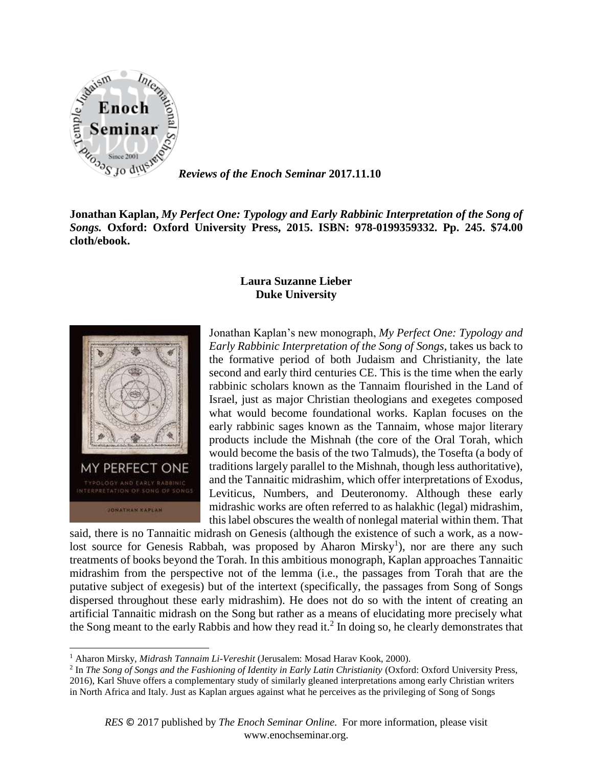*Reviews of the Enoch Seminar* **2017.11.10**

**Jonathan Kaplan,** ***My Perfect One: Typology and Early Rabbinic Interpretation of the Song of Songs.*** **Oxford: Oxford University Press, 2015. ISBN: 978-0199359332. Pp. 245. $74.00 cloth/ebook.**

**Laura Suzanne Lieber**
**Duke University**

Jonathan Kaplan's new monograph, *My Perfect One: Typology and Early Rabbinic Interpretation of the Song of Songs*, takes us back to the formative period of both Judaism and Christianity, the late second and early third centuries CE. This is the time when the early rabbinic scholars known as the Tannaim flourished in the Land of Israel, just as major Christian theologians and exegetes composed what would become foundational works. Kaplan focuses on the early rabbinic sages known as the Tannaim, whose major literary products include the Mishnah (the core of the Oral Torah, which would become the basis of the two Talmuds), the Tosefta (a body of traditions largely parallel to the Mishnah, though less authoritative), and the Tannaitic midrashim, which offer interpretations of Exodus, Leviticus, Numbers, and Deuteronomy. Although these early midrashic works are often referred to as halakhic (legal) midrashim, this label obscures the wealth of nonlegal material within them. That said, there is no Tannaitic midrash on Genesis (although the existence of such a work, as a now-lost source for Genesis Rabbah, was proposed by Aharon Mirsky[1]), nor are there any such treatments of books beyond the Torah. In this ambitious monograph, Kaplan approaches Tannaitic midrashim from the perspective not of the lemma (i.e., the passages from Torah that are the putative subject of exegesis) but of the intertext (specifically, the passages from Song of Songs dispersed throughout these early midrashim). He does not do so with the intent of creating an artificial Tannaitic midrash on the Song but rather as a means of elucidating more precisely what the Song meant to the early Rabbis and how they read it.[2] In doing so, he clearly demonstrates that

[1] Aharon Mirsky, *Midrash Tannaim Li-Vereshit* (Jerusalem: Mosad Harav Kook, 2000).

[2] In *The Song of Songs and the Fashioning of Identity in Early Latin Christianity* (Oxford: Oxford University Press, 2016), Karl Shuve offers a complementary study of similarly gleaned interpretations among early Christian writers in North Africa and Italy. Just as Kaplan argues against what he perceives as the privileging of Song of Songs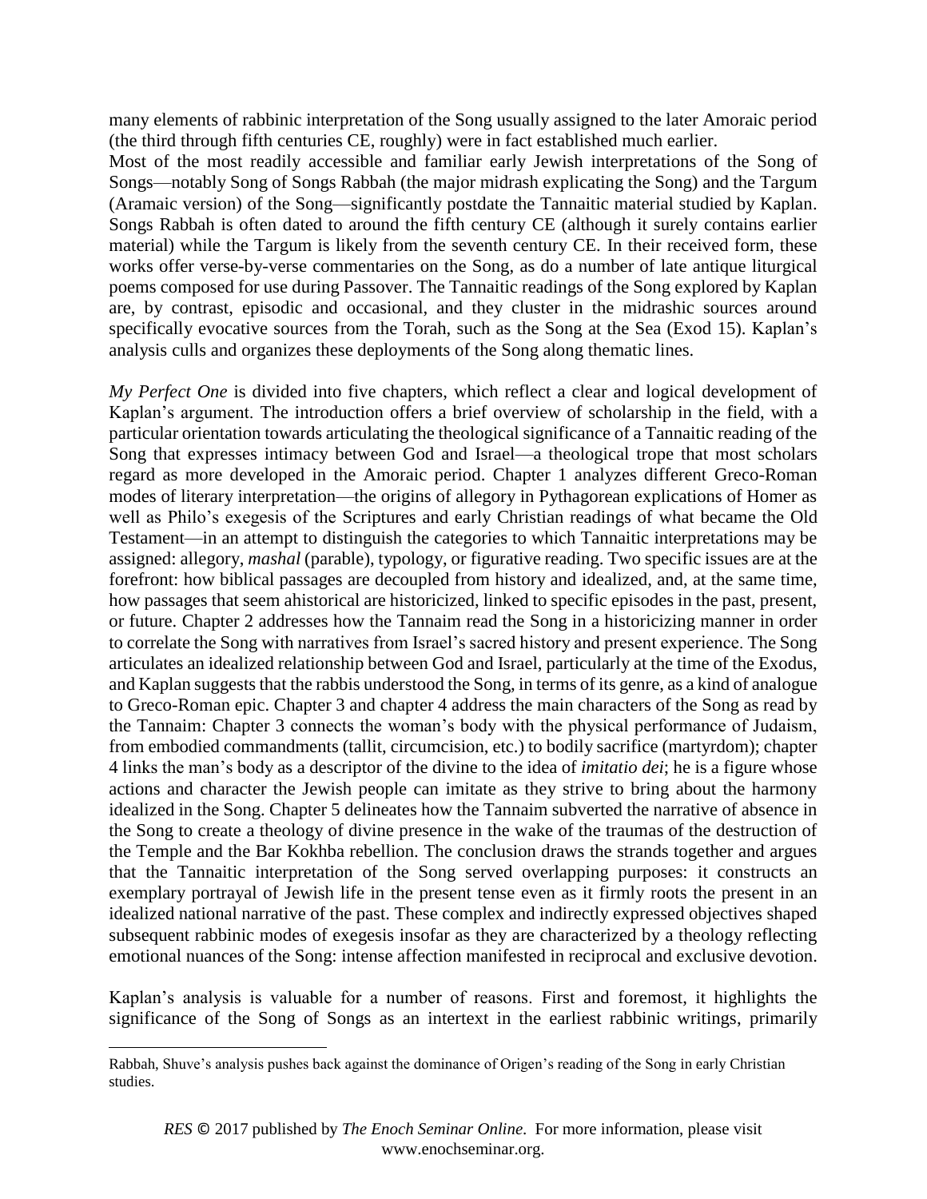many elements of rabbinic interpretation of the Song usually assigned to the later Amoraic period (the third through fifth centuries CE, roughly) were in fact established much earlier.

Most of the most readily accessible and familiar early Jewish interpretations of the Song of Songs—notably Song of Songs Rabbah (the major midrash explicating the Song) and the Targum (Aramaic version) of the Song—significantly postdate the Tannaitic material studied by Kaplan. Songs Rabbah is often dated to around the fifth century CE (although it surely contains earlier material) while the Targum is likely from the seventh century CE. In their received form, these works offer verse-by-verse commentaries on the Song, as do a number of late antique liturgical poems composed for use during Passover. The Tannaitic readings of the Song explored by Kaplan are, by contrast, episodic and occasional, and they cluster in the midrashic sources around specifically evocative sources from the Torah, such as the Song at the Sea (Exod 15). Kaplan's analysis culls and organizes these deployments of the Song along thematic lines.

*My Perfect One* is divided into five chapters, which reflect a clear and logical development of Kaplan's argument. The introduction offers a brief overview of scholarship in the field, with a particular orientation towards articulating the theological significance of a Tannaitic reading of the Song that expresses intimacy between God and Israel—a theological trope that most scholars regard as more developed in the Amoraic period. Chapter 1 analyzes different Greco-Roman modes of literary interpretation—the origins of allegory in Pythagorean explications of Homer as well as Philo's exegesis of the Scriptures and early Christian readings of what became the Old Testament—in an attempt to distinguish the categories to which Tannaitic interpretations may be assigned: allegory, *mashal* (parable), typology, or figurative reading. Two specific issues are at the forefront: how biblical passages are decoupled from history and idealized, and, at the same time, how passages that seem ahistorical are historicized, linked to specific episodes in the past, present, or future. Chapter 2 addresses how the Tannaim read the Song in a historicizing manner in order to correlate the Song with narratives from Israel's sacred history and present experience. The Song articulates an idealized relationship between God and Israel, particularly at the time of the Exodus, and Kaplan suggests that the rabbis understood the Song, in terms of its genre, as a kind of analogue to Greco-Roman epic. Chapter 3 and chapter 4 address the main characters of the Song as read by the Tannaim: Chapter 3 connects the woman's body with the physical performance of Judaism, from embodied commandments (tallit, circumcision, etc.) to bodily sacrifice (martyrdom); chapter 4 links the man's body as a descriptor of the divine to the idea of *imitatio dei*; he is a figure whose actions and character the Jewish people can imitate as they strive to bring about the harmony idealized in the Song. Chapter 5 delineates how the Tannaim subverted the narrative of absence in the Song to create a theology of divine presence in the wake of the traumas of the destruction of the Temple and the Bar Kokhba rebellion. The conclusion draws the strands together and argues that the Tannaitic interpretation of the Song served overlapping purposes: it constructs an exemplary portrayal of Jewish life in the present tense even as it firmly roots the present in an idealized national narrative of the past. These complex and indirectly expressed objectives shaped subsequent rabbinic modes of exegesis insofar as they are characterized by a theology reflecting emotional nuances of the Song: intense affection manifested in reciprocal and exclusive devotion.

Kaplan's analysis is valuable for a number of reasons. First and foremost, it highlights the significance of the Song of Songs as an intertext in the earliest rabbinic writings, primarily

Rabbah, Shuve's analysis pushes back against the dominance of Origen's reading of the Song in early Christian studies.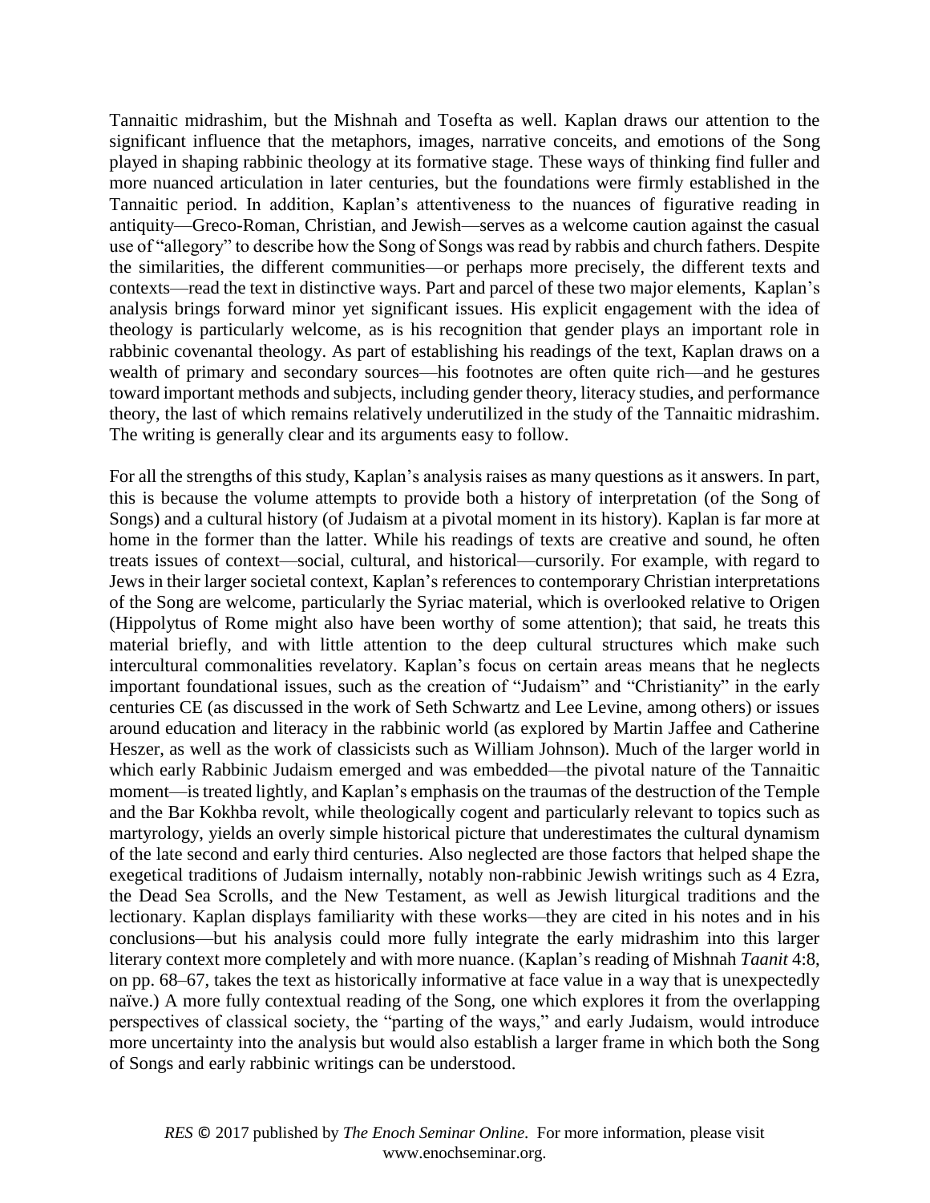Tannaitic midrashim, but the Mishnah and Tosefta as well. Kaplan draws our attention to the significant influence that the metaphors, images, narrative conceits, and emotions of the Song played in shaping rabbinic theology at its formative stage. These ways of thinking find fuller and more nuanced articulation in later centuries, but the foundations were firmly established in the Tannaitic period. In addition, Kaplan's attentiveness to the nuances of figurative reading in antiquity—Greco-Roman, Christian, and Jewish—serves as a welcome caution against the casual use of "allegory" to describe how the Song of Songs was read by rabbis and church fathers. Despite the similarities, the different communities—or perhaps more precisely, the different texts and contexts—read the text in distinctive ways. Part and parcel of these two major elements, Kaplan's analysis brings forward minor yet significant issues. His explicit engagement with the idea of theology is particularly welcome, as is his recognition that gender plays an important role in rabbinic covenantal theology. As part of establishing his readings of the text, Kaplan draws on a wealth of primary and secondary sources—his footnotes are often quite rich—and he gestures toward important methods and subjects, including gender theory, literacy studies, and performance theory, the last of which remains relatively underutilized in the study of the Tannaitic midrashim. The writing is generally clear and its arguments easy to follow.

For all the strengths of this study, Kaplan's analysis raises as many questions as it answers. In part, this is because the volume attempts to provide both a history of interpretation (of the Song of Songs) and a cultural history (of Judaism at a pivotal moment in its history). Kaplan is far more at home in the former than the latter. While his readings of texts are creative and sound, he often treats issues of context—social, cultural, and historical—cursorily. For example, with regard to Jews in their larger societal context, Kaplan's references to contemporary Christian interpretations of the Song are welcome, particularly the Syriac material, which is overlooked relative to Origen (Hippolytus of Rome might also have been worthy of some attention); that said, he treats this material briefly, and with little attention to the deep cultural structures which make such intercultural commonalities revelatory. Kaplan's focus on certain areas means that he neglects important foundational issues, such as the creation of "Judaism" and "Christianity" in the early centuries CE (as discussed in the work of Seth Schwartz and Lee Levine, among others) or issues around education and literacy in the rabbinic world (as explored by Martin Jaffee and Catherine Heszer, as well as the work of classicists such as William Johnson). Much of the larger world in which early Rabbinic Judaism emerged and was embedded—the pivotal nature of the Tannaitic moment—is treated lightly, and Kaplan's emphasis on the traumas of the destruction of the Temple and the Bar Kokhba revolt, while theologically cogent and particularly relevant to topics such as martyrology, yields an overly simple historical picture that underestimates the cultural dynamism of the late second and early third centuries. Also neglected are those factors that helped shape the exegetical traditions of Judaism internally, notably non-rabbinic Jewish writings such as 4 Ezra, the Dead Sea Scrolls, and the New Testament, as well as Jewish liturgical traditions and the lectionary. Kaplan displays familiarity with these works—they are cited in his notes and in his conclusions—but his analysis could more fully integrate the early midrashim into this larger literary context more completely and with more nuance. (Kaplan's reading of Mishnah *Taanit* 4:8, on pp. 68–67, takes the text as historically informative at face value in a way that is unexpectedly naïve.) A more fully contextual reading of the Song, one which explores it from the overlapping perspectives of classical society, the "parting of the ways," and early Judaism, would introduce more uncertainty into the analysis but would also establish a larger frame in which both the Song of Songs and early rabbinic writings can be understood.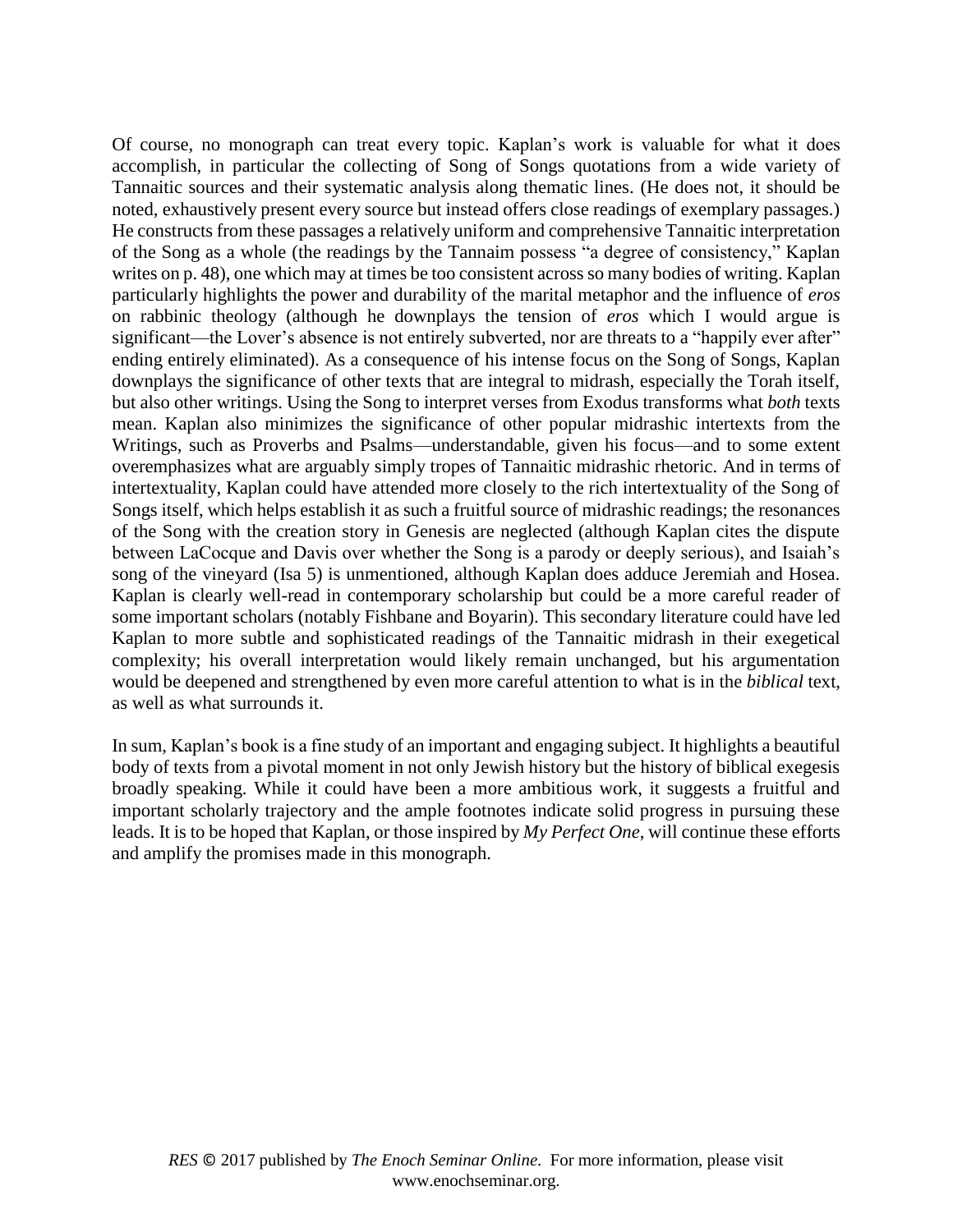Of course, no monograph can treat every topic. Kaplan's work is valuable for what it does accomplish, in particular the collecting of Song of Songs quotations from a wide variety of Tannaitic sources and their systematic analysis along thematic lines. (He does not, it should be noted, exhaustively present every source but instead offers close readings of exemplary passages.) He constructs from these passages a relatively uniform and comprehensive Tannaitic interpretation of the Song as a whole (the readings by the Tannaim possess "a degree of consistency," Kaplan writes on p. 48), one which may at times be too consistent across so many bodies of writing. Kaplan particularly highlights the power and durability of the marital metaphor and the influence of *eros* on rabbinic theology (although he downplays the tension of *eros* which I would argue is significant—the Lover's absence is not entirely subverted, nor are threats to a "happily ever after" ending entirely eliminated). As a consequence of his intense focus on the Song of Songs, Kaplan downplays the significance of other texts that are integral to midrash, especially the Torah itself, but also other writings. Using the Song to interpret verses from Exodus transforms what *both* texts mean. Kaplan also minimizes the significance of other popular midrashic intertexts from the Writings, such as Proverbs and Psalms—understandable, given his focus—and to some extent overemphasizes what are arguably simply tropes of Tannaitic midrashic rhetoric. And in terms of intertextuality, Kaplan could have attended more closely to the rich intertextuality of the Song of Songs itself, which helps establish it as such a fruitful source of midrashic readings; the resonances of the Song with the creation story in Genesis are neglected (although Kaplan cites the dispute between LaCocque and Davis over whether the Song is a parody or deeply serious), and Isaiah's song of the vineyard (Isa 5) is unmentioned, although Kaplan does adduce Jeremiah and Hosea. Kaplan is clearly well-read in contemporary scholarship but could be a more careful reader of some important scholars (notably Fishbane and Boyarin). This secondary literature could have led Kaplan to more subtle and sophisticated readings of the Tannaitic midrash in their exegetical complexity; his overall interpretation would likely remain unchanged, but his argumentation would be deepened and strengthened by even more careful attention to what is in the *biblical* text, as well as what surrounds it.

In sum, Kaplan's book is a fine study of an important and engaging subject. It highlights a beautiful body of texts from a pivotal moment in not only Jewish history but the history of biblical exegesis broadly speaking. While it could have been a more ambitious work, it suggests a fruitful and important scholarly trajectory and the ample footnotes indicate solid progress in pursuing these leads. It is to be hoped that Kaplan, or those inspired by *My Perfect One*, will continue these efforts and amplify the promises made in this monograph.